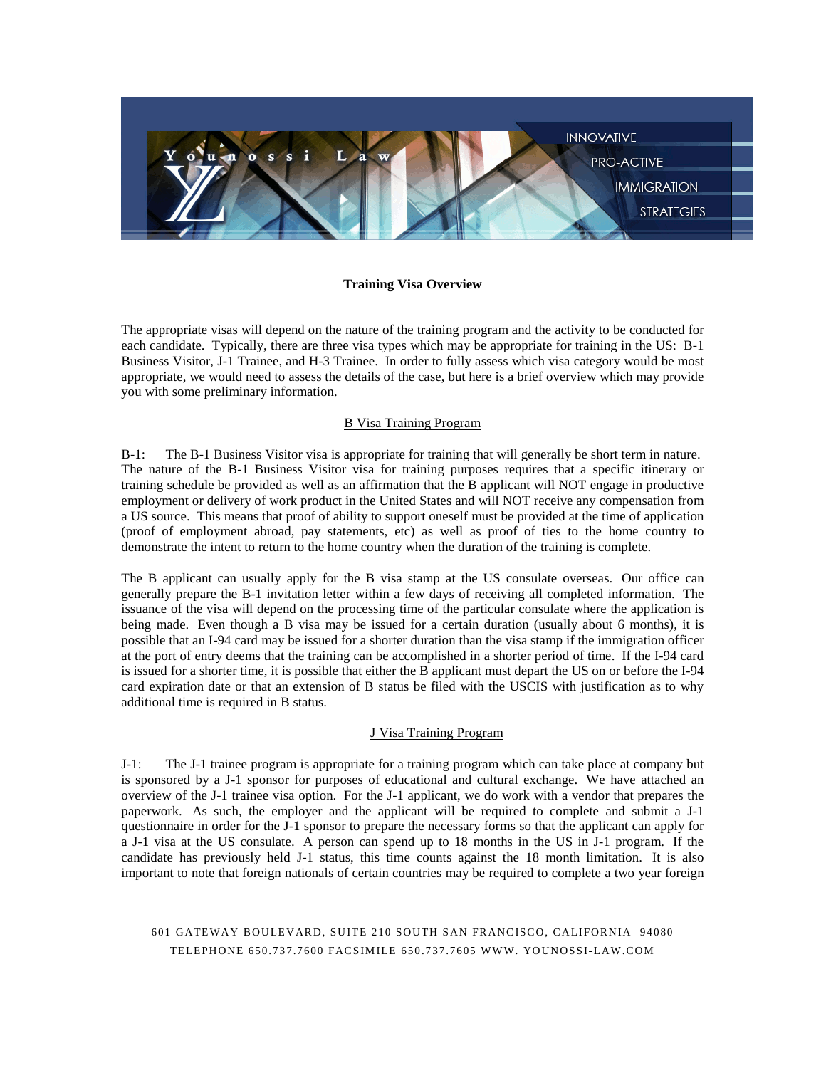# Training Visa Overview

The appropriate visas will depend on the nature of the training program and the activity to be conducted for each candidate. Typically, there are three visa types which may be appropriate for training in the US: B-1 Business Visitor, J-1 Trainee, and H-3 Trainee. In order to fully assess which visa category would be most appropriate, we would need to assess the details of the case, but here is a brief overview which may provide you with some preliminary information.

## B Visa Training Program

B-1: The B-1 Business Visitor visa is appropriate for training that will generally be short term in nature. The nature of the B-1 Business Visitor visa for training purposes requires that a specific itinerary or training schedule be provided as well as an affirmation that the B applicant will NOT engage in productive employment or delivery of work product in the United States and will NOT receive any compensation from a US source. This means that proof of ability to support oneself must be provided at the time of application (proof of employment abroad, pay statements, etc) as well as proof of ties to the home country to demonstrate the intent to return to the home country when the duration of the training is complete.

The B applicant can usually apply for the B visa stamp at the US consulate overseas. Our office can generally prepare the B-1 invitation letter within a few days of receiving all completed information. The issuance of the visa will depend on the processing time of the particular consulate where the application is being made. Even though a B visa may be issued for a certain duration (usually about 6 months), it is possible that an I-94 card may be issued for a shorter duration than the visa stamp if the immigration officer at the port of entry deems that the training can be accomplished in a shorter period of time. If the I-94 card is issued for a shorter time, it is possible that either the B applicant must depart the US on or before the I-94 card expiration date or that an extension of B status be filed with the USCIS with justification as to why additional time is required in B status.

## J Visa Training Program

J-1: The J-1 trainee program is appropriate for a training program which can take place at company but is sponsored by a J-1 sponsor for purposes of educational and cultural exchange. We have attached an overview of the J-1 trainee visa option. For the J-1 applicant, we do work with a vendor that prepares the paperwork. As such, the employer and the applicant will be required to complete and submit a J-1 questionnaire in order for the J-1 sponsor to prepare the necessary forms so that the applicant can apply for a J-1 visa at the US consulate. A person can spend up to 18 months in the US in J-1 program. If the candidate has previously held J-1 status, this time counts against the 18 month limitation. It is also important to note that foreign nationals of certain countries may be required to complete a two year foreign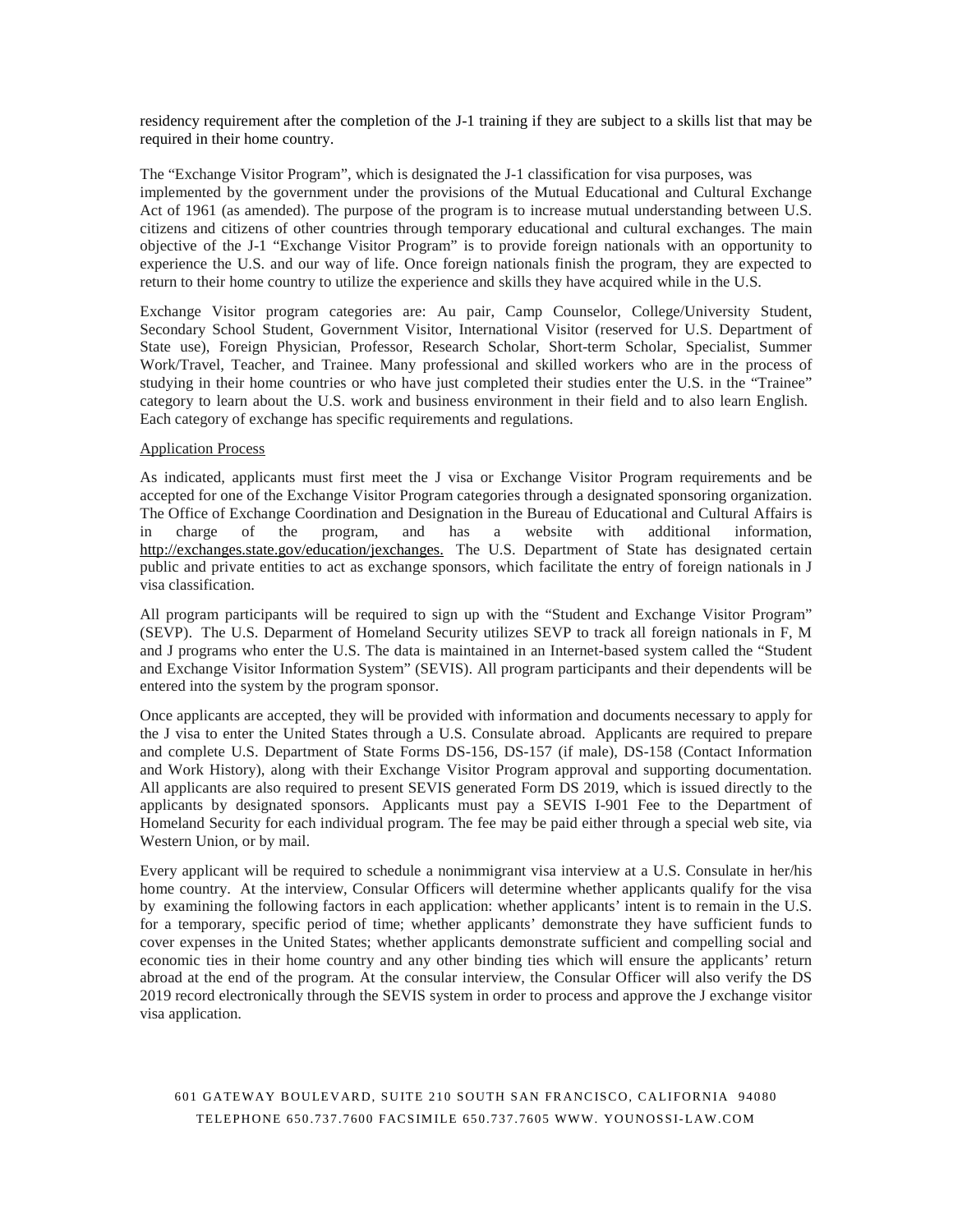residency requirement after the completion of the J-1 training if they are subject to a skills list that may be required in their home country.

The "Exchange Visitor Program", which is designated the J-1 classification for visa purposes, was implemented by the government under the provisions of the Mutual Educational and Cultural Exchange Act of 1961 (as amended). The purpose of the program is to increase mutual understanding between U.S. citizens and citizens of other countries through temporary educational and cultural exchanges. The main objective of the J-1 "Exchange Visitor Program" is to provide foreign nationals with an opportunity to experience the U.S. and our way of life. Once foreign nationals finish the program, they are expected to return to their home country to utilize the experience and skills they have acquired while in the U.S.

Exchange Visitor program categories are: Au pair, Camp Counselor, College/University Student, Secondary School Student, Government Visitor, International Visitor (reserved for U.S. Department of State use), Foreign Physician, Professor, Research Scholar, Short-term Scholar, Specialist, Summer Work/Travel, Teacher, and Trainee. Many professional and skilled workers who are in the process of studying in their home countries or who have just completed their studies enter the U.S. in the "Trainee" category to learn about the U.S. work and business environment in their field and to also learn English. Each category of exchange has specific requirements and regulations.

Application Process

As indicated, applicants must first meet the J visa or Exchange Visitor Program requirements and be accepted for one of the Exchange Visitor Program categories through a designated sponsoring organization. The Office of Exchange Coordination and Designation in the Bureau of Educational and Cultural Affairs is in charge of the program, and has a website with additional information, http://exchanges.state.gov/education/jexchanges. The U.S. Department of State has designated certain public and private entities to act as exchange sponsors, which facilitate the entry of foreign nationals in J visa classification.

All program participants will be required to sign up with the "Student and Exchange Visitor Program" (SEVP). The U.S. Deparment of Homeland Security utilizes SEVP to track all foreign nationals in F, M and J programs who enter the U.S. The data is maintained in an Internet-based system called the "Student and Exchange Visitor Information System" (SEVIS). All program participants and their dependents will be entered into the system by the program sponsor.

Once applicants are accepted, they will be provided with information and documents necessary to apply for the J visa to enter the United States through a U.S. Consulate abroad. Applicants are required to prepare and complete U.S. Department of State Forms DS-156, DS-157 (if male), DS-158 (Contact Information and Work History), along with their Exchange Visitor Program approval and supporting documentation. All applicants are also required to present SEVIS generated Form DS 2019, which is issued directly to the applicants by designated sponsors. Applicants must pay a SEVIS I-901 Fee to the Department of Homeland Security for each individual program. The fee may be paid either through a special web site, via Western Union, or by mail.

Every applicant will be required to schedule a nonimmigrant visa interview at a U.S. Consulate in her/his home country. At the interview, Consular Officers will determine whether applicants qualify for the visa by examining the following factors in each application: whether applicants' intent is to remain in the U.S. for a temporary, specific period of time; whether applicants' demonstrate they have sufficient funds to cover expenses in the United States; whether applicants demonstrate sufficient and compelling social and economic ties in their home country and any other binding ties which will ensure the applicants' return abroad at the end of the program. At the consular interview, the Consular Officer will also verify the DS 2019 record electronically through the SEVIS system in order to process and approve the J exchange visitor visa application.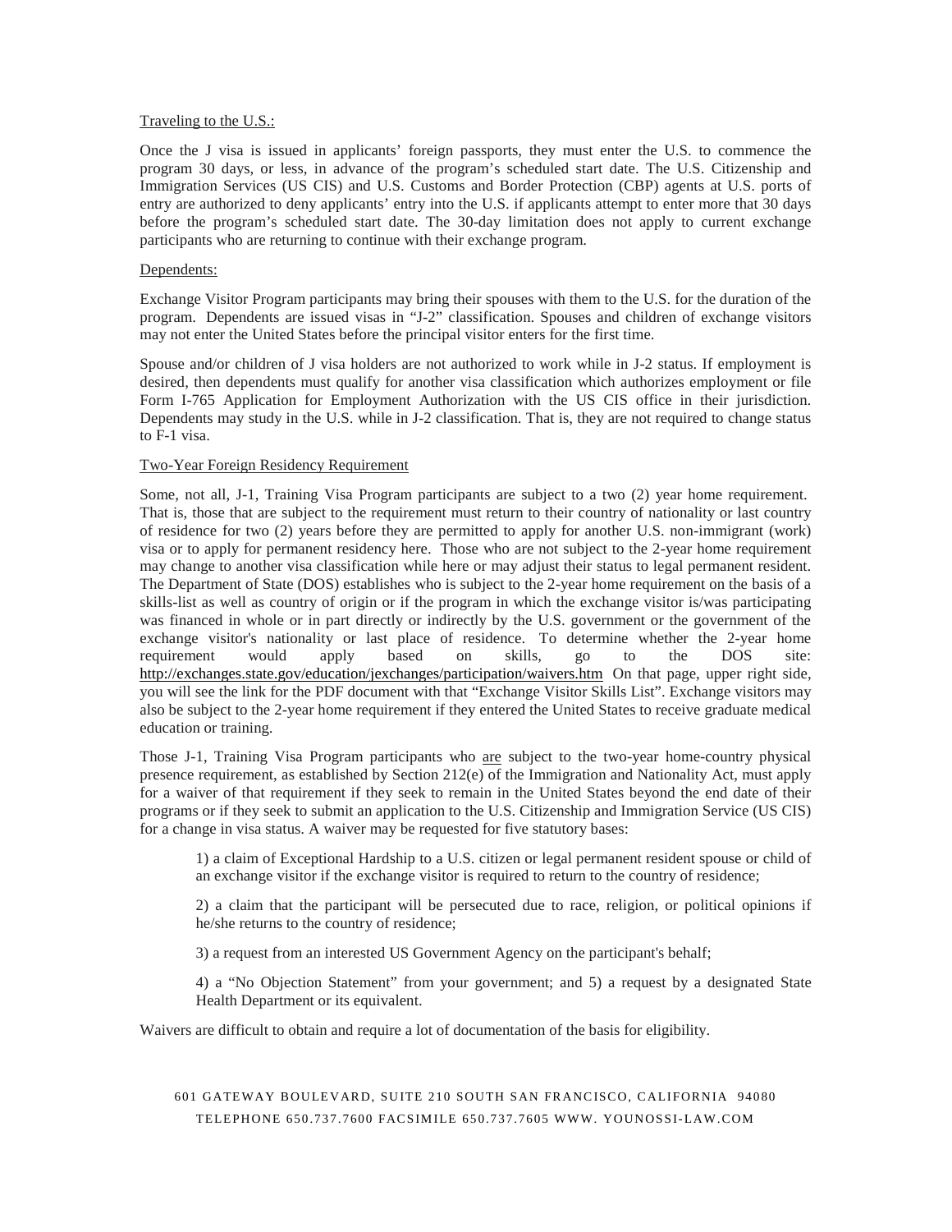Traveling to the U.S.:

Once the J visa is issued in applicants' foreign passports, they must enter the U.S. to commence the program 30 days, or less, in advance of the program's scheduled start date. The U.S. Citizenship and Immigration Services (US CIS) and U.S. Customs and Border Protection (CBP) agents at U.S. ports of entry are authorized to deny applicants' entry into the U.S. if applicants attempt to enter more that 30 days before the program's scheduled start date. The 30-day limitation does not apply to current exchange participants who are returning to continue with their exchange program.

Dependents:

Exchange Visitor Program participants may bring their spouses with them to the U.S. for the duration of the program. Dependents are issued visas in "J-2" classification. Spouses and children of exchange visitors may not enter the United States before the principal visitor enters for the first time.

Spouse and/or children of J visa holders are not authorized to work while in J-2 status. If employment is desired, then dependents must qualify for another visa classification which authorizes employment or file Form I-765 Application for Employment Authorization with the US CIS office in their jurisdiction. Dependents may study in the U.S. while in J-2 classification. That is, they are not required to change status to F-1 visa.

Two-Year Foreign Residency Requirement

Some, not all, J-1, Training Visa Program participants are subject to a two (2) year home requirement. That is, those that are subject to the requirement must return to their country of nationality or last country of residence for two (2) years before they are permitted to apply for another U.S. non-immigrant (work) visa or to apply for permanent residency here. Those who are not subject to the 2-year home requirement may change to another visa classification while here or may adjust their status to legal permanent resident. The Department of State (DOS) establishes who is subject to the 2-year home requirement on the basis of a skills-list as well as country of origin or if the program in which the exchange visitor is/was participating was financed in whole or in part directly or indirectly by the U.S. government or the government of the exchange visitor's nationality or last place of residence. To determine whether the 2-year home requirement would apply based on skills, go to the DOS site: http://exchanges.state.gov/education/jexchanges/participation/waivers.htm On that page, upper right side, you will see the link for the PDF document with that "Exchange Visitor Skills List". Exchange visitors may also be subject to the 2-year home requirement if they entered the United States to receive graduate medical education or training.

Those J-1, Training Visa Program participants who are subject to the two-year home-country physical presence requirement, as established by Section 212(e) of the Immigration and Nationality Act, must apply for a waiver of that requirement if they seek to remain in the United States beyond the end date of their programs or if they seek to submit an application to the U.S. Citizenship and Immigration Service (US CIS) for a change in visa status. A waiver may be requested for five statutory bases:

1) a claim of Exceptional Hardship to a U.S. citizen or legal permanent resident spouse or child of an exchange visitor if the exchange visitor is required to return to the country of residence;

2) a claim that the participant will be persecuted due to race, religion, or political opinions if he/she returns to the country of residence;

3) a request from an interested US Government Agency on the participant's behalf;

4) a "No Objection Statement" from your government; and 5) a request by a designated State Health Department or its equivalent.

Waivers are difficult to obtain and require a lot of documentation of the basis for eligibility.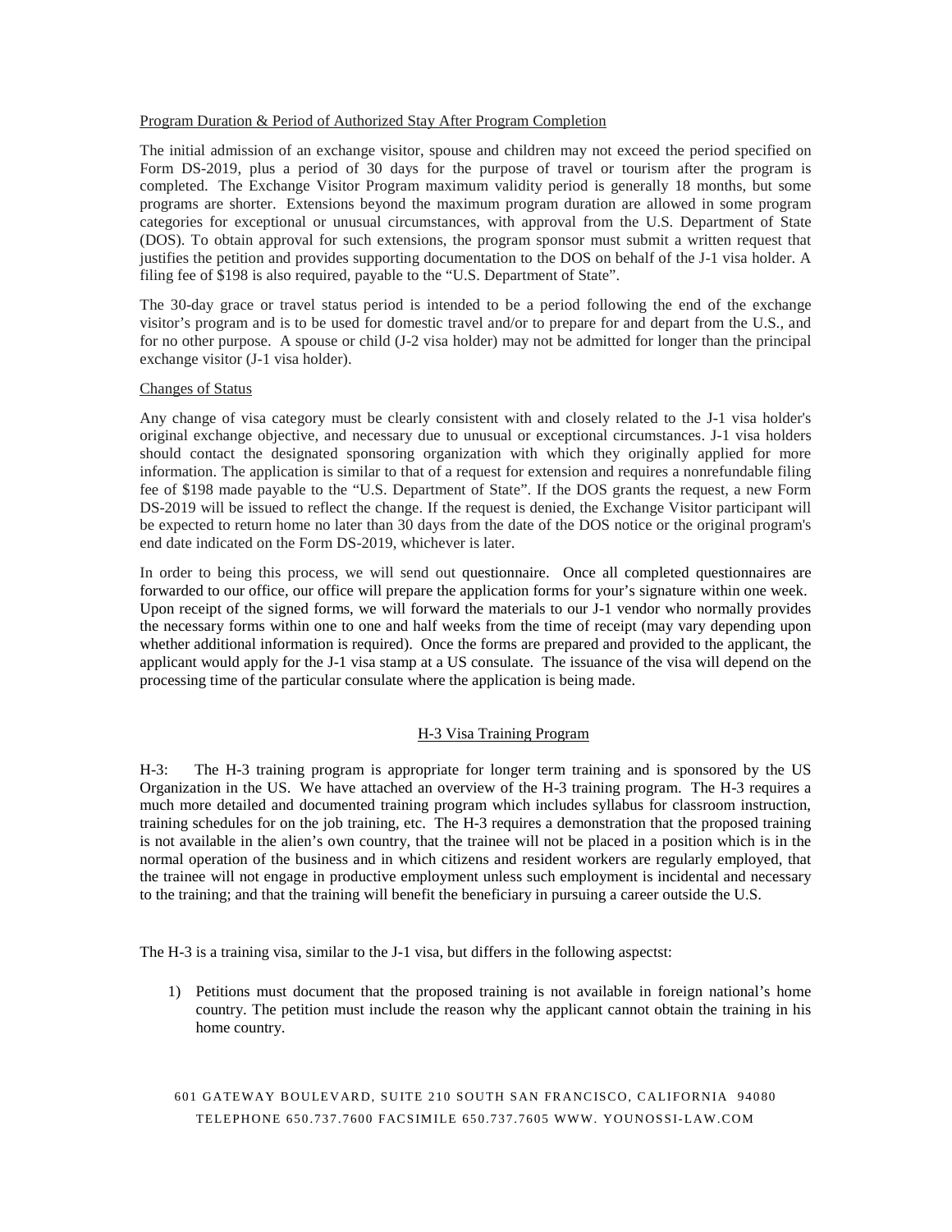Program Duration & Period of Authorized Stay After Program Completion

The initial admission of an exchange visitor, spouse and children may not exceed the period specified on Form DS-2019, plus a period of 30 days for the purpose of travel or tourism after the program is completed. The Exchange Visitor Program maximum validity period is generally 18 months, but some programs are shorter. Extensions beyond the maximum program duration are allowed in some program categories for exceptional or unusual circumstances, with approval from the U.S. Department of State (DOS). To obtain approval for such extensions, the program sponsor must submit a written request that justifies the petition and provides supporting documentation to the DOS on behalf of the J-1 visa holder. A filing fee of $198 is also required, payable to the "U.S. Department of State".

The 30-day grace or travel status period is intended to be a period following the end of the exchange visitor's program and is to be used for domestic travel and/or to prepare for and depart from the U.S., and for no other purpose. A spouse or child (J-2 visa holder) may not be admitted for longer than the principal exchange visitor (J-1 visa holder).

Changes of Status

Any change of visa category must be clearly consistent with and closely related to the J-1 visa holder's original exchange objective, and necessary due to unusual or exceptional circumstances. J-1 visa holders should contact the designated sponsoring organization with which they originally applied for more information. The application is similar to that of a request for extension and requires a nonrefundable filing fee of $198 made payable to the "U.S. Department of State". If the DOS grants the request, a new Form DS-2019 will be issued to reflect the change. If the request is denied, the Exchange Visitor participant will be expected to return home no later than 30 days from the date of the DOS notice or the original program's end date indicated on the Form DS-2019, whichever is later.

In order to being this process, we will send out questionnaire. Once all completed questionnaires are forwarded to our office, our office will prepare the application forms for your's signature within one week. Upon receipt of the signed forms, we will forward the materials to our J-1 vendor who normally provides the necessary forms within one to one and half weeks from the time of receipt (may vary depending upon whether additional information is required). Once the forms are prepared and provided to the applicant, the applicant would apply for the J-1 visa stamp at a US consulate. The issuance of the visa will depend on the processing time of the particular consulate where the application is being made.

## H-3 Visa Training Program

H-3: The H-3 training program is appropriate for longer term training and is sponsored by the US Organization in the US. We have attached an overview of the H-3 training program. The H-3 requires a much more detailed and documented training program which includes syllabus for classroom instruction, training schedules for on the job training, etc. The H-3 requires a demonstration that the proposed training is not available in the alien's own country, that the trainee will not be placed in a position which is in the normal operation of the business and in which citizens and resident workers are regularly employed, that the trainee will not engage in productive employment unless such employment is incidental and necessary to the training; and that the training will benefit the beneficiary in pursuing a career outside the U.S.

The H-3 is a training visa, similar to the J-1 visa, but differs in the following aspectst:

1) Petitions must document that the proposed training is not available in foreign national's home country. The petition must include the reason why the applicant cannot obtain the training in his home country.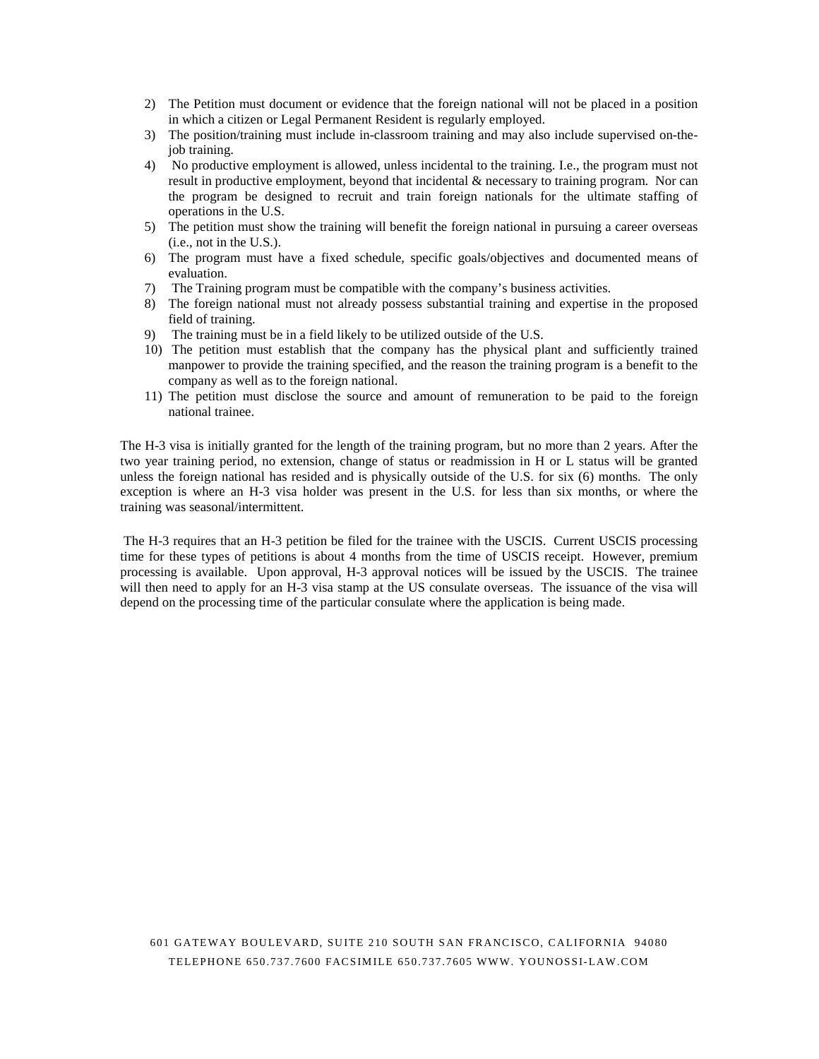2) The Petition must document or evidence that the foreign national will not be placed in a position in which a citizen or Legal Permanent Resident is regularly employed.
3) The position/training must include in-classroom training and may also include supervised on-the-job training.
4) No productive employment is allowed, unless incidental to the training. I.e., the program must not result in productive employment, beyond that incidental & necessary to training program. Nor can the program be designed to recruit and train foreign nationals for the ultimate staffing of operations in the U.S.
5) The petition must show the training will benefit the foreign national in pursuing a career overseas (i.e., not in the U.S.).
6) The program must have a fixed schedule, specific goals/objectives and documented means of evaluation.
7) The Training program must be compatible with the company's business activities.
8) The foreign national must not already possess substantial training and expertise in the proposed field of training.
9) The training must be in a field likely to be utilized outside of the U.S.
10) The petition must establish that the company has the physical plant and sufficiently trained manpower to provide the training specified, and the reason the training program is a benefit to the company as well as to the foreign national.
11) The petition must disclose the source and amount of remuneration to be paid to the foreign national trainee.

The H-3 visa is initially granted for the length of the training program, but no more than 2 years. After the two year training period, no extension, change of status or readmission in H or L status will be granted unless the foreign national has resided and is physically outside of the U.S. for six (6) months. The only exception is where an H-3 visa holder was present in the U.S. for less than six months, or where the training was seasonal/intermittent.

The H-3 requires that an H-3 petition be filed for the trainee with the USCIS. Current USCIS processing time for these types of petitions is about 4 months from the time of USCIS receipt. However, premium processing is available. Upon approval, H-3 approval notices will be issued by the USCIS. The trainee will then need to apply for an H-3 visa stamp at the US consulate overseas. The issuance of the visa will depend on the processing time of the particular consulate where the application is being made.